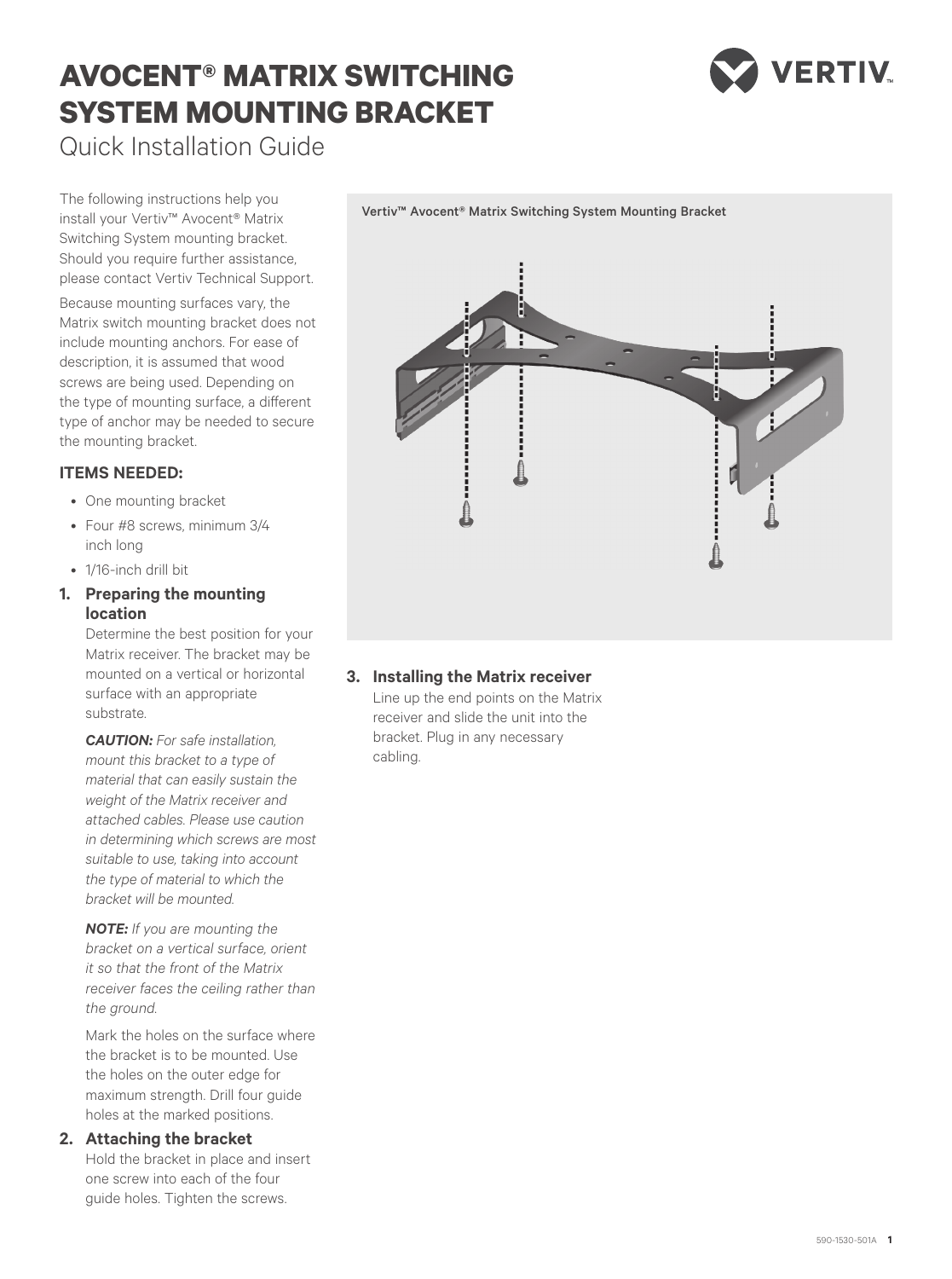# AVOCENT® MATRIX SWITCHING SYSTEM MOUNTING BRACKET

Quick Installation Guide

The following instructions help you install your Vertiv™ Avocent® Matrix Switching System mounting bracket. Should you require further assistance, please contact Vertiv Technical Support.

Because mounting surfaces vary, the Matrix switch mounting bracket does not include mounting anchors. For ease of description, it is assumed that wood screws are being used. Depending on the type of mounting surface, a different type of anchor may be needed to secure the mounting bracket.

### ITEMS NEEDED:

- One mounting bracket
- Four #8 screws, minimum 3/4 inch long
- 1/16-inch drill bit

1. **Preparing the mounting location**

   Determine the best position for your Matrix receiver. The bracket may be mounted on a vertical or horizontal surface with an appropriate substrate.

   ***CAUTION:*** *For safe installation, mount this bracket to a type of material that can easily sustain the weight of the Matrix receiver and attached cables. Please use caution in determining which screws are most suitable to use, taking into account the type of material to which the bracket will be mounted.*

   ***NOTE:*** *If you are mounting the bracket on a vertical surface, orient it so that the front of the Matrix receiver faces the ceiling rather than the ground.*

   Mark the holes on the surface where the bracket is to be mounted. Use the holes on the outer edge for maximum strength. Drill four guide holes at the marked positions.

2. **Attaching the bracket**

   Hold the bracket in place and insert one screw into each of the four guide holes. Tighten the screws.

Vertiv™ Avocent® Matrix Switching System Mounting Bracket

3. **Installing the Matrix receiver**

   Line up the end points on the Matrix receiver and slide the unit into the bracket. Plug in any necessary cabling.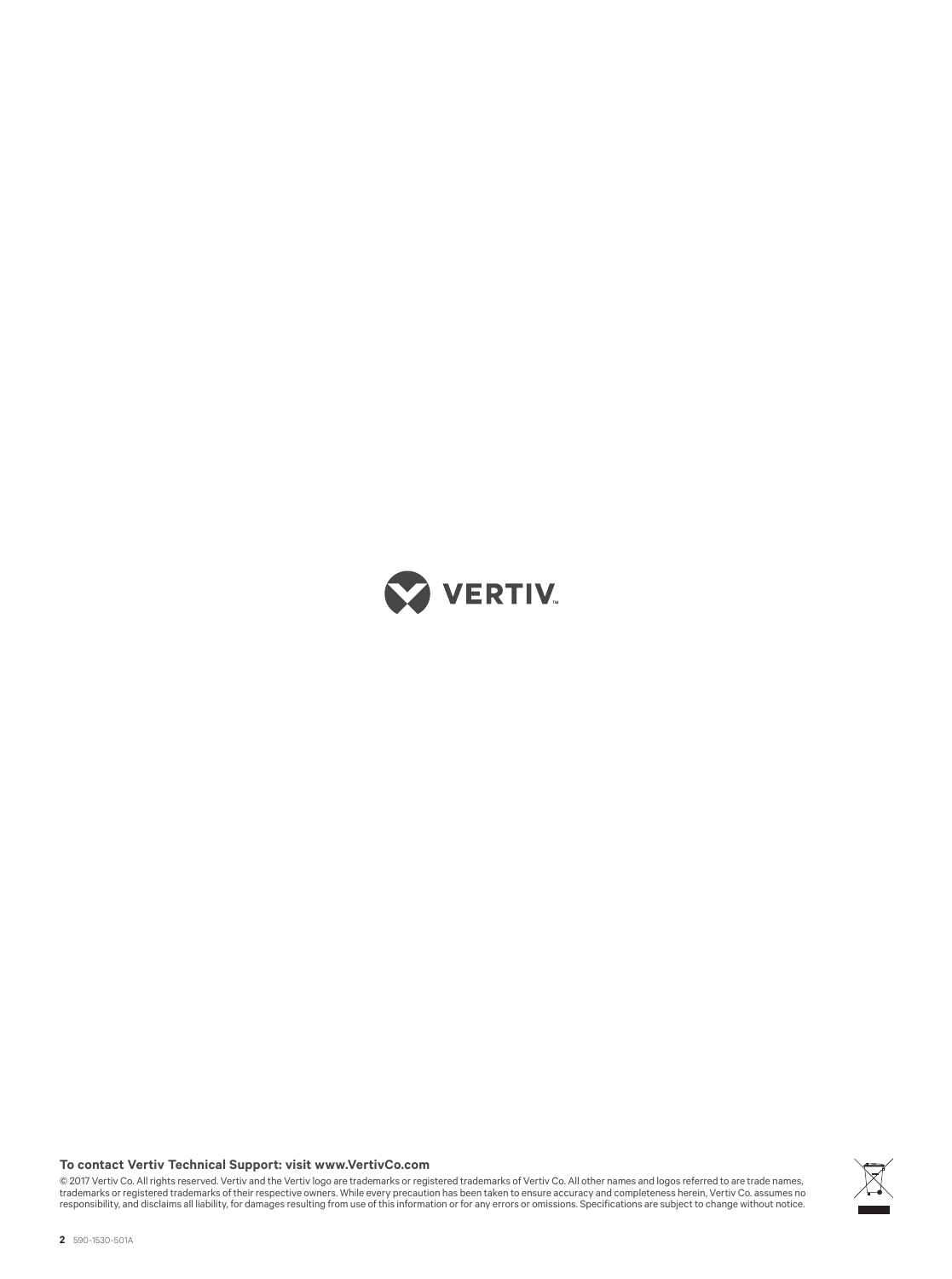VERTIV

**To contact Vertiv Technical Support: visit www.VertivCo.com**

© 2017 Vertiv Co. All rights reserved. Vertiv and the Vertiv logo are trademarks or registered trademarks of Vertiv Co. All other names and logos referred to are trade names, trademarks or registered trademarks of their respective owners. While every precaution has been taken to ensure accuracy and completeness herein, Vertiv Co. assumes no responsibility, and disclaims all liability, for damages resulting from use of this information or for any errors or omissions. Specifications are subject to change without notice.

590-1530-501A